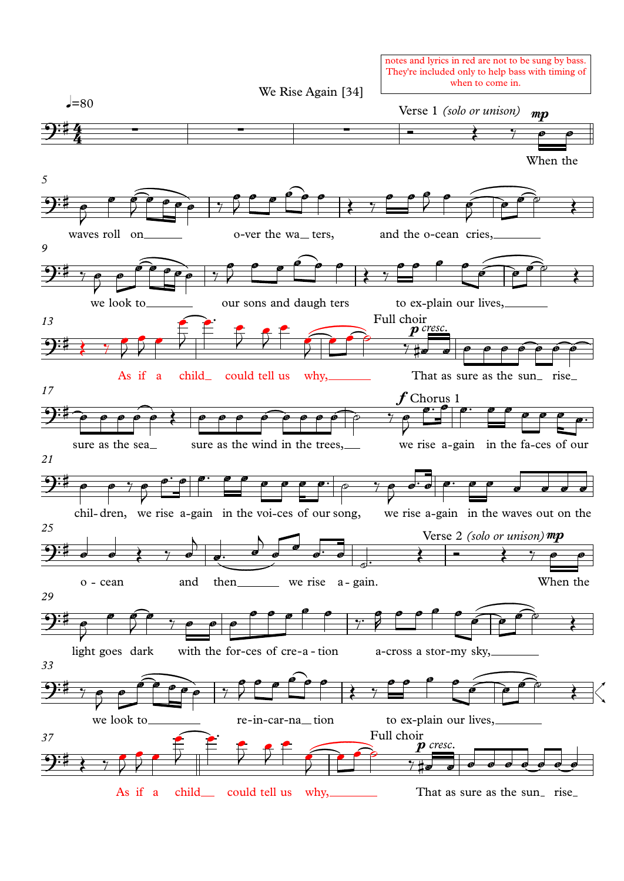notes and lyrics in red are not to be sung by bass. They're included only to help bass with timing of when to come in.

# We Rise Again [34]

♩=80

Verse 1 *(solo or unison)* ***mp***

When the

waves roll on\_\_\_\_\_\_ o-ver the wa\_ ters, and the o-cean cries,\_\_\_\_\_\_

we look to\_\_\_\_\_\_ our sons and daugh ters to ex-plain our lives,\_\_\_\_\_\_

As if a child\_ could tell us why,\_\_\_\_\_\_

Full choir ***p*** *cresc.*

That as sure as the sun\_ rise\_

sure as the sea\_ sure as the wind in the trees,\_\_\_

***f*** Chorus 1

we rise a-gain in the fa-ces of our

chil- dren, we rise a-gain in the voi-ces of our song, we rise a-gain in the waves out on the

o - cean and then\_\_\_\_\_\_ we rise a - gain.

Verse 2 *(solo or unison)* ***mp***

When the

light goes dark with the for-ces of cre-a - tion a-cross a stor-my sky,\_\_\_\_\_\_

we look to\_\_\_\_\_\_ re-in-car-na\_ tion to ex-plain our lives,\_\_\_\_\_\_

As if a child\_\_ could tell us why,\_\_\_\_\_\_

Full choir ***p*** *cresc.*

That as sure as the sun\_ rise\_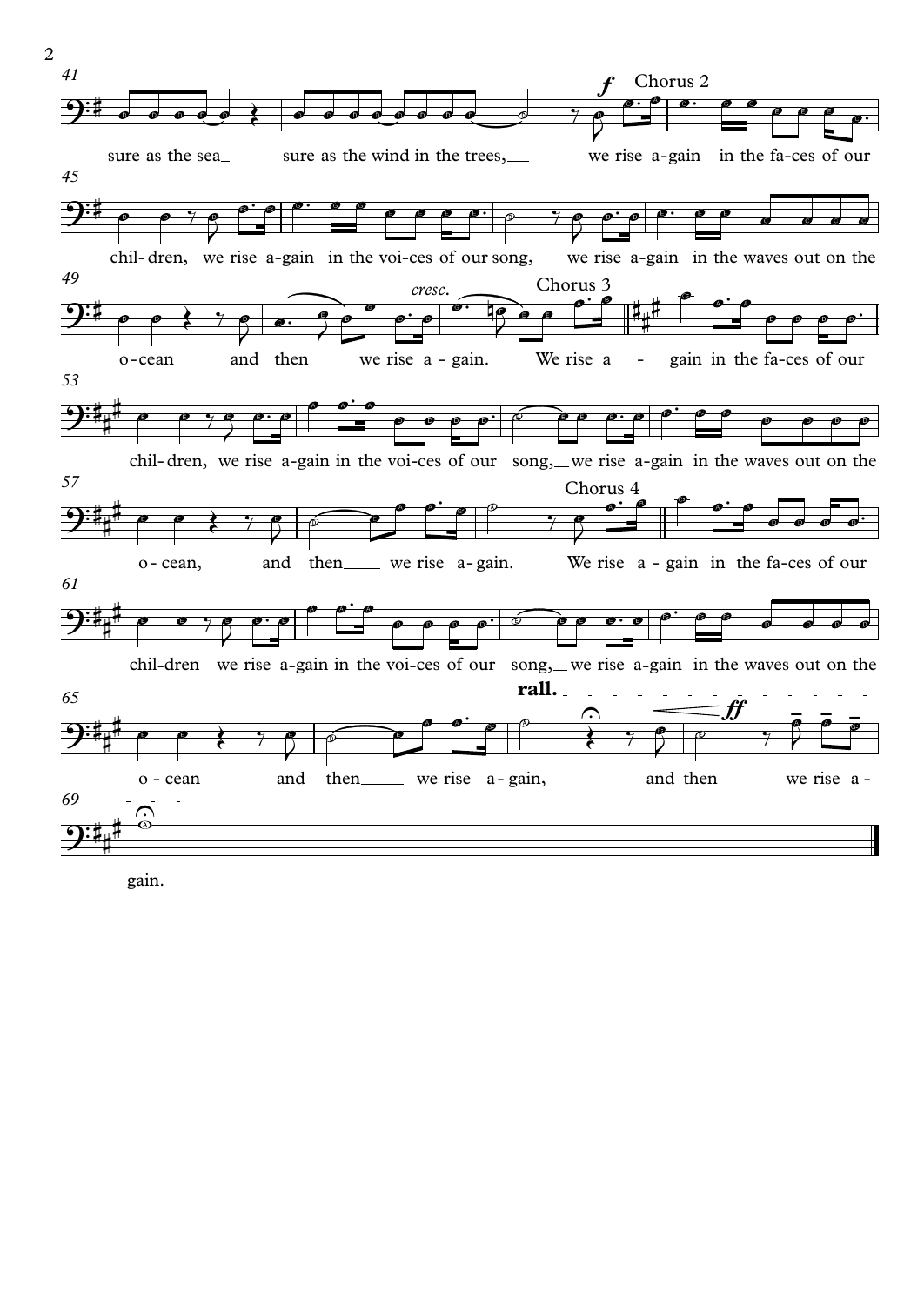Chorus 2

sure as the sea sure as the wind in the trees, we rise a-gain in the fa-ces of our

chil-dren, we rise a-gain in the voi-ces of our song, we rise a-gain in the waves out on the

*cresc.* Chorus 3

o-cean and then we rise a-gain. We rise a - gain in the fa-ces of our

chil-dren, we rise a-gain in the voi-ces of our song, we rise a-gain in the waves out on the

Chorus 4

o-cean, and then we rise a-gain. We rise a-gain in the fa-ces of our

chil-dren we rise a-gain in the voi-ces of our song, we rise a-gain in the waves out on the

**rall.** ***ff***

o-cean and then we rise a-gain, and then we rise a-

gain.